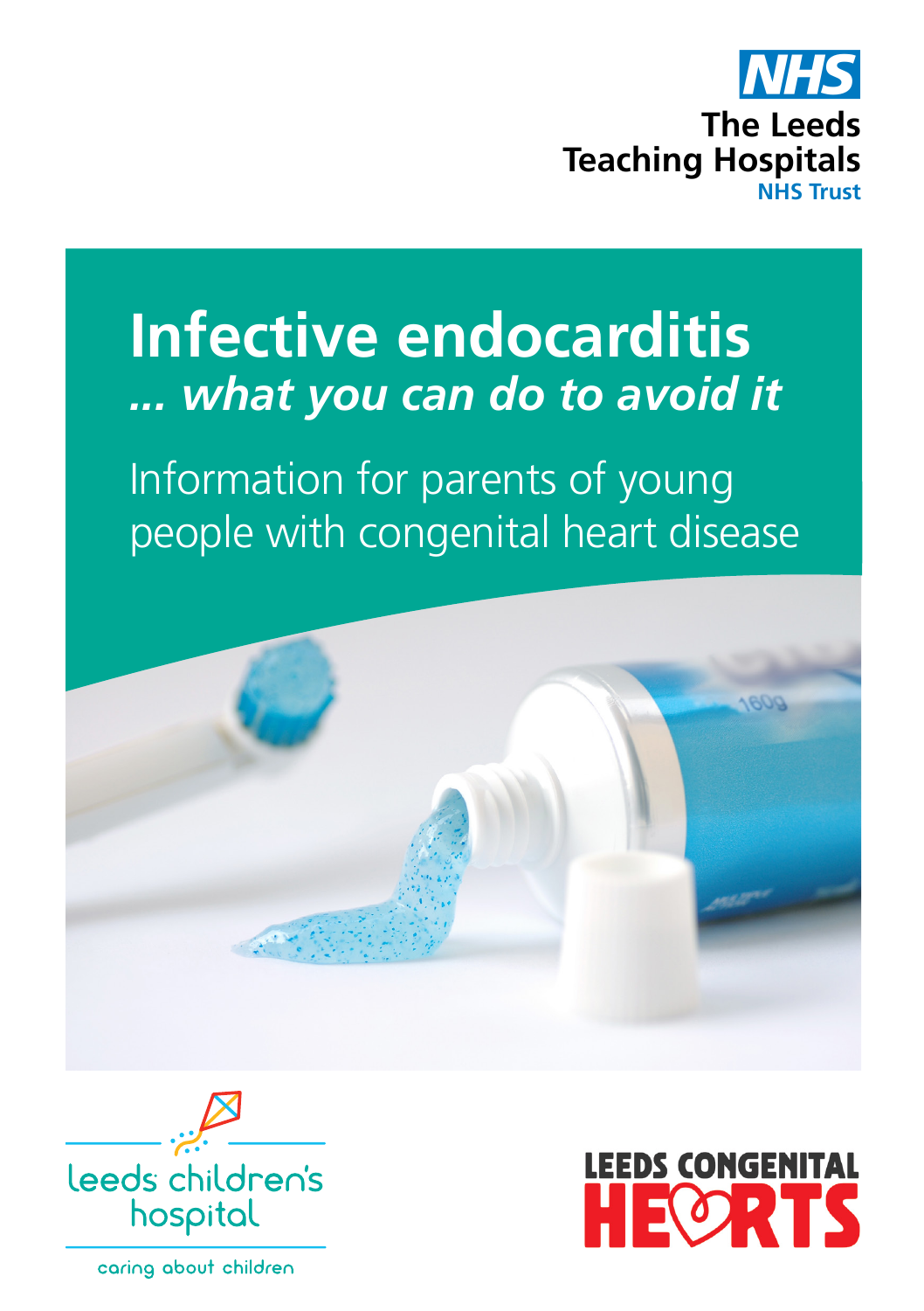NHS

The Leeds Teaching Hospitals NHS Trust

# Infective endocarditis

## *... what you can do to avoid it*

Information for parents of young people with congenital heart disease

leeds children's hospital

caring about children

LEEDS CONGENITAL HEARTS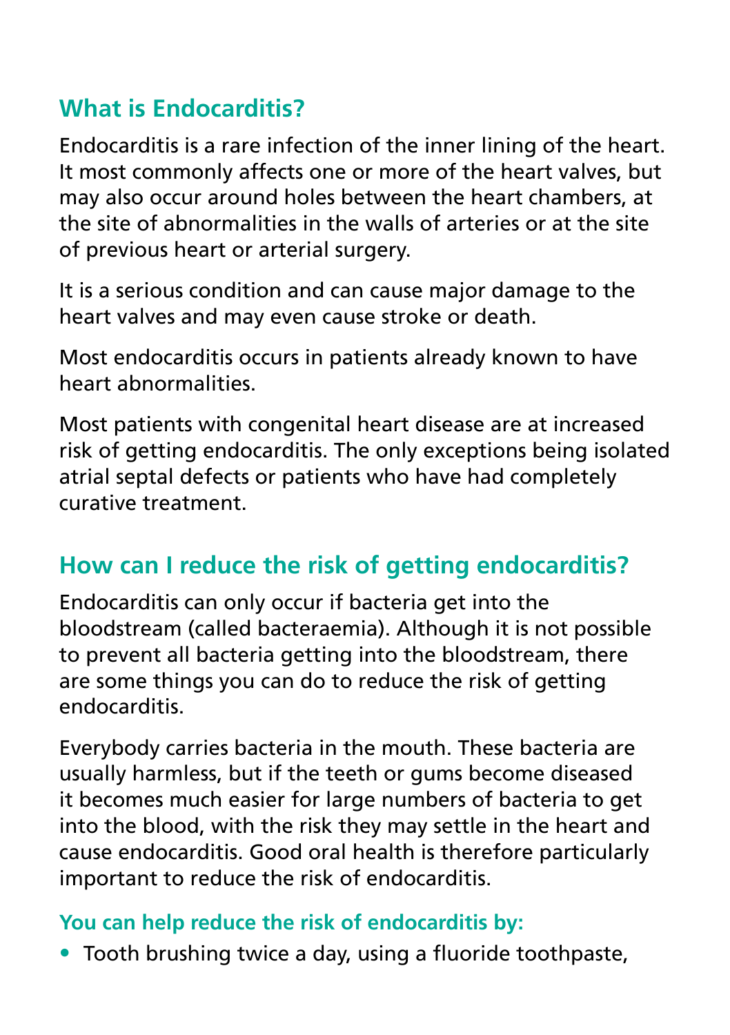## What is Endocarditis?

Endocarditis is a rare infection of the inner lining of the heart. It most commonly affects one or more of the heart valves, but may also occur around holes between the heart chambers, at the site of abnormalities in the walls of arteries or at the site of previous heart or arterial surgery.

It is a serious condition and can cause major damage to the heart valves and may even cause stroke or death.

Most endocarditis occurs in patients already known to have heart abnormalities.

Most patients with congenital heart disease are at increased risk of getting endocarditis. The only exceptions being isolated atrial septal defects or patients who have had completely curative treatment.

## How can I reduce the risk of getting endocarditis?

Endocarditis can only occur if bacteria get into the bloodstream (called bacteraemia). Although it is not possible to prevent all bacteria getting into the bloodstream, there are some things you can do to reduce the risk of getting endocarditis.

Everybody carries bacteria in the mouth. These bacteria are usually harmless, but if the teeth or gums become diseased it becomes much easier for large numbers of bacteria to get into the blood, with the risk they may settle in the heart and cause endocarditis. Good oral health is therefore particularly important to reduce the risk of endocarditis.

### You can help reduce the risk of endocarditis by:

- Tooth brushing twice a day, using a fluoride toothpaste,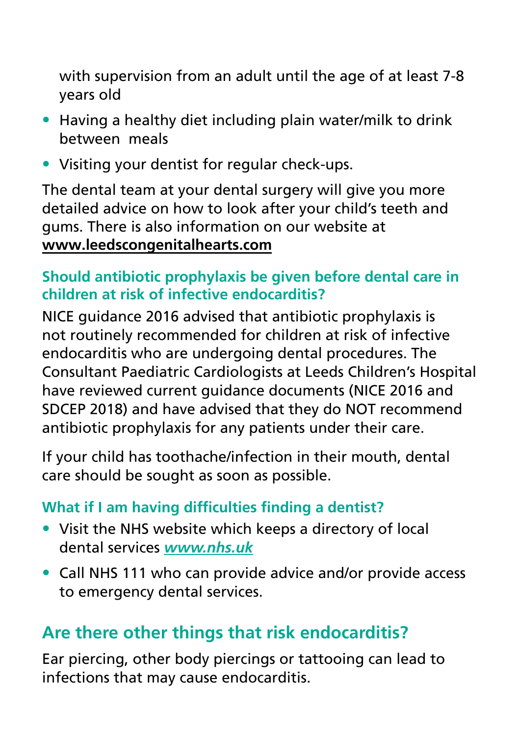with supervision from an adult until the age of at least 7-8 years old

- Having a healthy diet including plain water/milk to drink between meals
- Visiting your dentist for regular check-ups.

The dental team at your dental surgery will give you more detailed advice on how to look after your child's teeth and gums. There is also information on our website at **www.leedscongenitalhearts.com**

### Should antibiotic prophylaxis be given before dental care in children at risk of infective endocarditis?

NICE guidance 2016 advised that antibiotic prophylaxis is not routinely recommended for children at risk of infective endocarditis who are undergoing dental procedures. The Consultant Paediatric Cardiologists at Leeds Children's Hospital have reviewed current guidance documents (NICE 2016 and SDCEP 2018) and have advised that they do NOT recommend antibiotic prophylaxis for any patients under their care.

If your child has toothache/infection in their mouth, dental care should be sought as soon as possible.

### What if I am having difficulties finding a dentist?

- Visit the NHS website which keeps a directory of local dental services ***www.nhs.uk***
- Call NHS 111 who can provide advice and/or provide access to emergency dental services.

## Are there other things that risk endocarditis?

Ear piercing, other body piercings or tattooing can lead to infections that may cause endocarditis.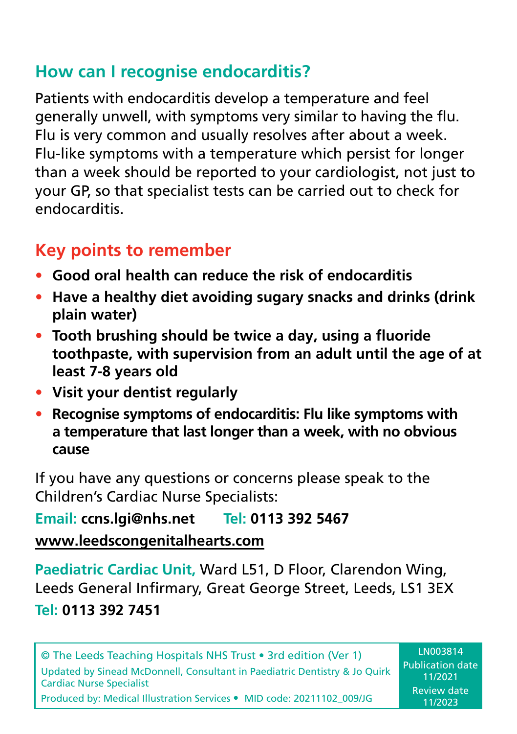## How can I recognise endocarditis?

Patients with endocarditis develop a temperature and feel generally unwell, with symptoms very similar to having the flu. Flu is very common and usually resolves after about a week. Flu-like symptoms with a temperature which persist for longer than a week should be reported to your cardiologist, not just to your GP, so that specialist tests can be carried out to check for endocarditis.

## Key points to remember

- **Good oral health can reduce the risk of endocarditis**
- **Have a healthy diet avoiding sugary snacks and drinks (drink plain water)**
- **Tooth brushing should be twice a day, using a fluoride toothpaste, with supervision from an adult until the age of at least 7-8 years old**
- **Visit your dentist regularly**
- **Recognise symptoms of endocarditis: Flu like symptoms with a temperature that last longer than a week, with no obvious cause**

If you have any questions or concerns please speak to the Children's Cardiac Nurse Specialists:

**Email:** **ccns.lgi@nhs.net** **Tel:** **0113 392 5467**

**www.leedscongenitalhearts.com**

**Paediatric Cardiac Unit,** Ward L51, D Floor, Clarendon Wing, Leeds General Infirmary, Great George Street, Leeds, LS1 3EX

**Tel:** **0113 392 7451**

© The Leeds Teaching Hospitals NHS Trust • 3rd edition (Ver 1)
Updated by Sinead McDonnell, Consultant in Paediatric Dentistry & Jo Quirk Cardiac Nurse Specialist
Produced by: Medical Illustration Services • MID code: 20211102_009/JG

LN003814
Publication date 11/2021
Review date 11/2023